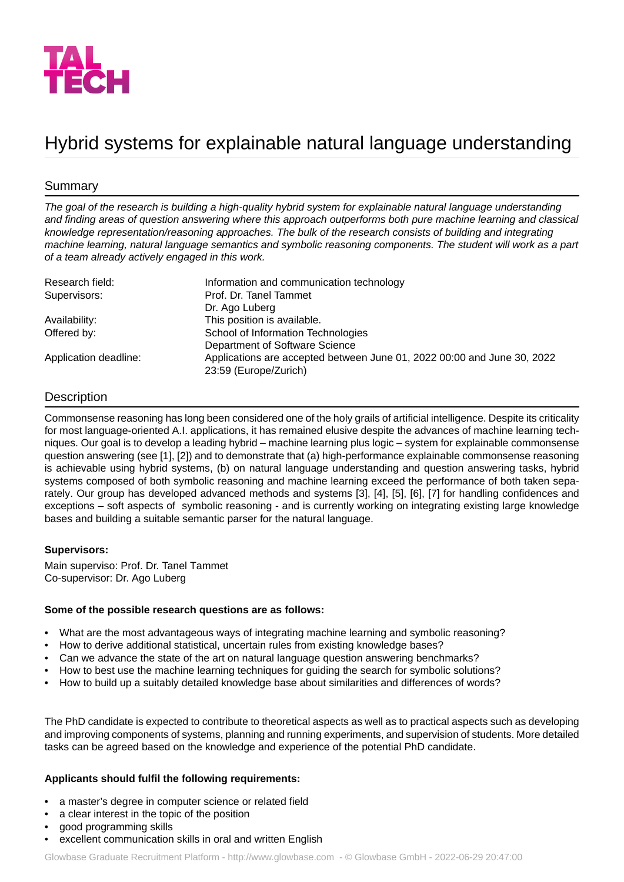TAL TECH

# Hybrid systems for explainable natural language understanding

## Summary

*The goal of the research is building a high-quality hybrid system for explainable natural language understanding and finding areas of question answering where this approach outperforms both pure machine learning and classical knowledge representation/reasoning approaches. The bulk of the research consists of building and integrating machine learning, natural language semantics and symbolic reasoning components. The student will work as a part of a team already actively engaged in this work.*

| | |
|---|---|
| Research field: | Information and communication technology |
| Supervisors: | Prof. Dr. Tanel Tammet<br>Dr. Ago Luberg |
| Availability: | This position is available. |
| Offered by: | School of Information Technologies<br>Department of Software Science |
| Application deadline: | Applications are accepted between June 01, 2022 00:00 and June 30, 2022 23:59 (Europe/Zurich) |

## Description

Commonsense reasoning has long been considered one of the holy grails of artificial intelligence. Despite its criticality for most language-oriented A.I. applications, it has remained elusive despite the advances of machine learning techniques. Our goal is to develop a leading hybrid – machine learning plus logic – system for explainable commonsense question answering (see [1], [2]) and to demonstrate that (a) high-performance explainable commonsense reasoning is achievable using hybrid systems, (b) on natural language understanding and question answering tasks, hybrid systems composed of both symbolic reasoning and machine learning exceed the performance of both taken separately. Our group has developed advanced methods and systems [3], [4], [5], [6], [7] for handling confidences and exceptions – soft aspects of symbolic reasoning - and is currently working on integrating existing large knowledge bases and building a suitable semantic parser for the natural language.

**Supervisors:**

Main superviso: Prof. Dr. Tanel Tammet
Co-supervisor: Dr. Ago Luberg

**Some of the possible research questions are as follows:**

- What are the most advantageous ways of integrating machine learning and symbolic reasoning?
- How to derive additional statistical, uncertain rules from existing knowledge bases?
- Can we advance the state of the art on natural language question answering benchmarks?
- How to best use the machine learning techniques for guiding the search for symbolic solutions?
- How to build up a suitably detailed knowledge base about similarities and differences of words?

The PhD candidate is expected to contribute to theoretical aspects as well as to practical aspects such as developing and improving components of systems, planning and running experiments, and supervision of students. More detailed tasks can be agreed based on the knowledge and experience of the potential PhD candidate.

**Applicants should fulfil the following requirements:**

- a master's degree in computer science or related field
- a clear interest in the topic of the position
- good programming skills
- excellent communication skills in oral and written English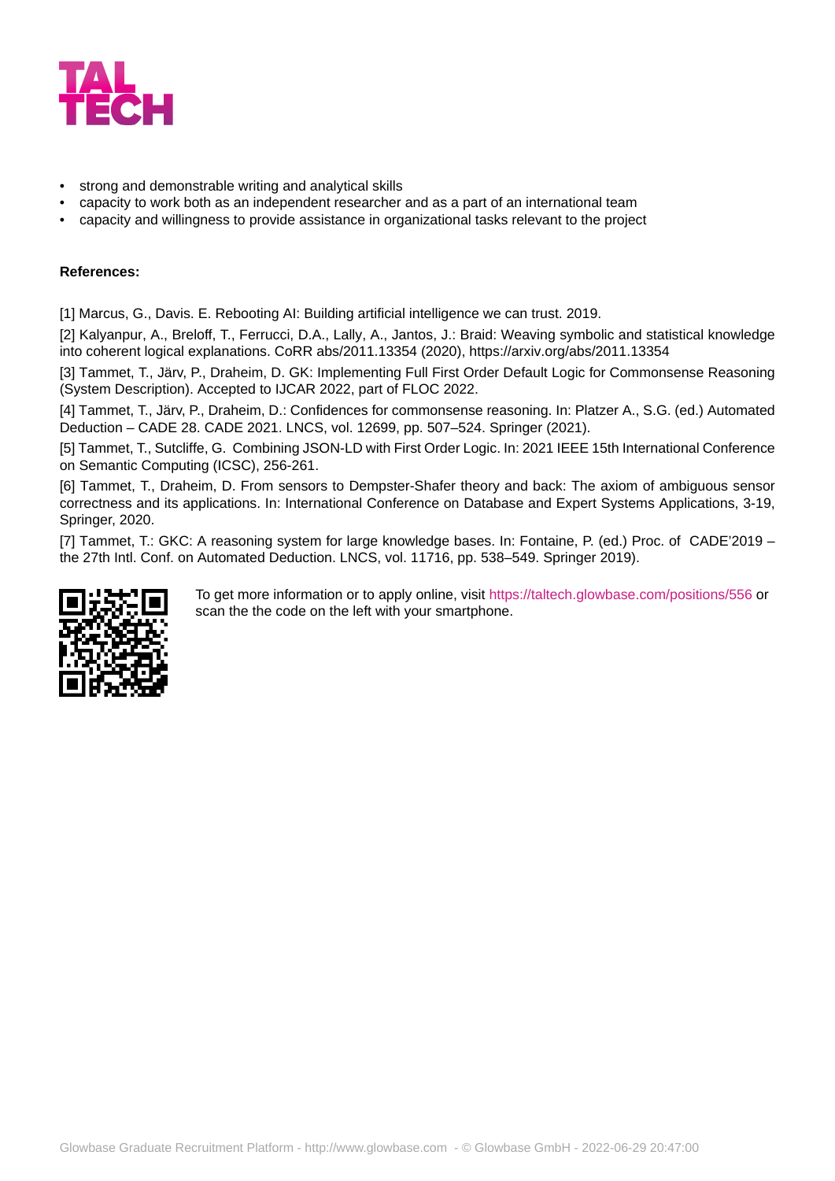- strong and demonstrable writing and analytical skills
- capacity to work both as an independent researcher and as a part of an international team
- capacity and willingness to provide assistance in organizational tasks relevant to the project

**References:**

[1] Marcus, G., Davis. E. Rebooting AI: Building artificial intelligence we can trust. 2019.

[2] Kalyanpur, A., Breloff, T., Ferrucci, D.A., Lally, A., Jantos, J.: Braid: Weaving symbolic and statistical knowledge into coherent logical explanations. CoRR abs/2011.13354 (2020), https://arxiv.org/abs/2011.13354

[3] Tammet, T., Järv, P., Draheim, D. GK: Implementing Full First Order Default Logic for Commonsense Reasoning (System Description). Accepted to IJCAR 2022, part of FLOC 2022.

[4] Tammet, T., Järv, P., Draheim, D.: Confidences for commonsense reasoning. In: Platzer A., S.G. (ed.) Automated Deduction – CADE 28. CADE 2021. LNCS, vol. 12699, pp. 507–524. Springer (2021).

[5] Tammet, T., Sutcliffe, G. Combining JSON-LD with First Order Logic. In: 2021 IEEE 15th International Conference on Semantic Computing (ICSC), 256-261.

[6] Tammet, T., Draheim, D. From sensors to Dempster-Shafer theory and back: The axiom of ambiguous sensor correctness and its applications. In: International Conference on Database and Expert Systems Applications, 3-19, Springer, 2020.

[7] Tammet, T.: GKC: A reasoning system for large knowledge bases. In: Fontaine, P. (ed.) Proc. of CADE'2019 – the 27th Intl. Conf. on Automated Deduction. LNCS, vol. 11716, pp. 538–549. Springer 2019).

To get more information or to apply online, visit https://taltech.glowbase.com/positions/556 or scan the the code on the left with your smartphone.